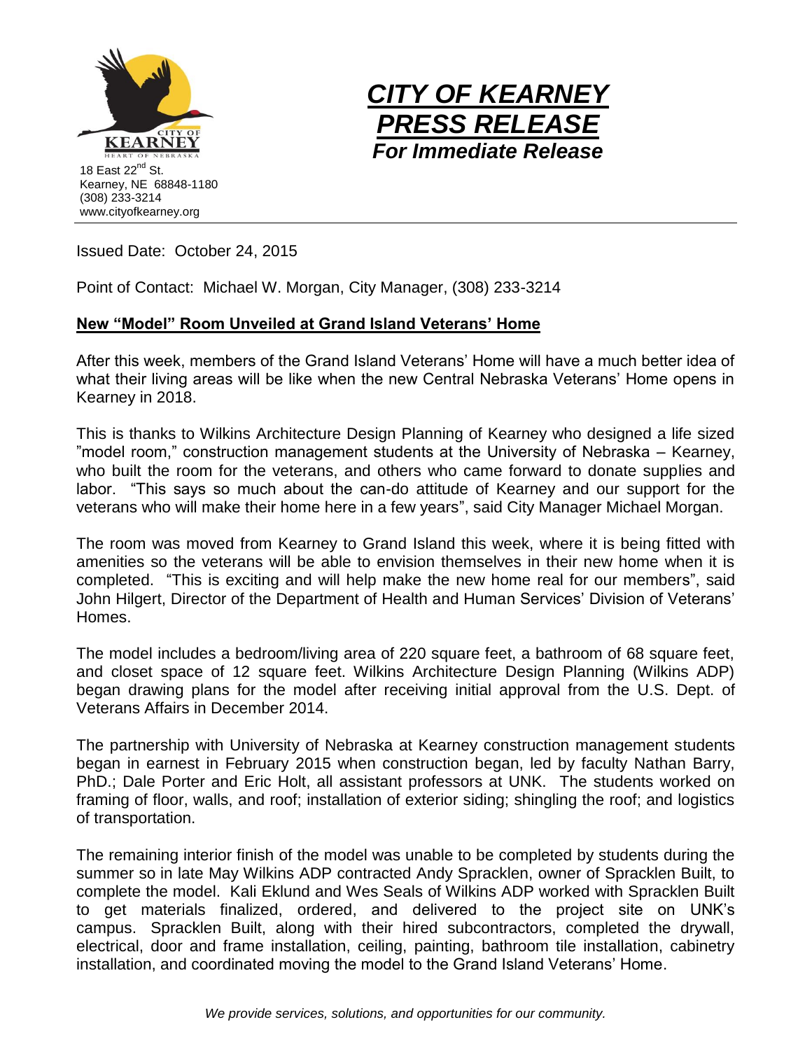18 East 22nd St.
Kearney, NE 68848-1180
(308) 233-3214
www.cityofkearney.org

# *CITY OF KEARNEY PRESS RELEASE*

***For Immediate Release***

Issued Date: October 24, 2015

Point of Contact: Michael W. Morgan, City Manager, (308) 233-3214

## New "Model" Room Unveiled at Grand Island Veterans' Home

After this week, members of the Grand Island Veterans' Home will have a much better idea of what their living areas will be like when the new Central Nebraska Veterans' Home opens in Kearney in 2018.

This is thanks to Wilkins Architecture Design Planning of Kearney who designed a life sized "model room," construction management students at the University of Nebraska – Kearney, who built the room for the veterans, and others who came forward to donate supplies and labor. "This says so much about the can-do attitude of Kearney and our support for the veterans who will make their home here in a few years", said City Manager Michael Morgan.

The room was moved from Kearney to Grand Island this week, where it is being fitted with amenities so the veterans will be able to envision themselves in their new home when it is completed. "This is exciting and will help make the new home real for our members", said John Hilgert, Director of the Department of Health and Human Services' Division of Veterans' Homes.

The model includes a bedroom/living area of 220 square feet, a bathroom of 68 square feet, and closet space of 12 square feet. Wilkins Architecture Design Planning (Wilkins ADP) began drawing plans for the model after receiving initial approval from the U.S. Dept. of Veterans Affairs in December 2014.

The partnership with University of Nebraska at Kearney construction management students began in earnest in February 2015 when construction began, led by faculty Nathan Barry, PhD.; Dale Porter and Eric Holt, all assistant professors at UNK. The students worked on framing of floor, walls, and roof; installation of exterior siding; shingling the roof; and logistics of transportation.

The remaining interior finish of the model was unable to be completed by students during the summer so in late May Wilkins ADP contracted Andy Spracklen, owner of Spracklen Built, to complete the model. Kali Eklund and Wes Seals of Wilkins ADP worked with Spracklen Built to get materials finalized, ordered, and delivered to the project site on UNK's campus. Spracklen Built, along with their hired subcontractors, completed the drywall, electrical, door and frame installation, ceiling, painting, bathroom tile installation, cabinetry installation, and coordinated moving the model to the Grand Island Veterans' Home.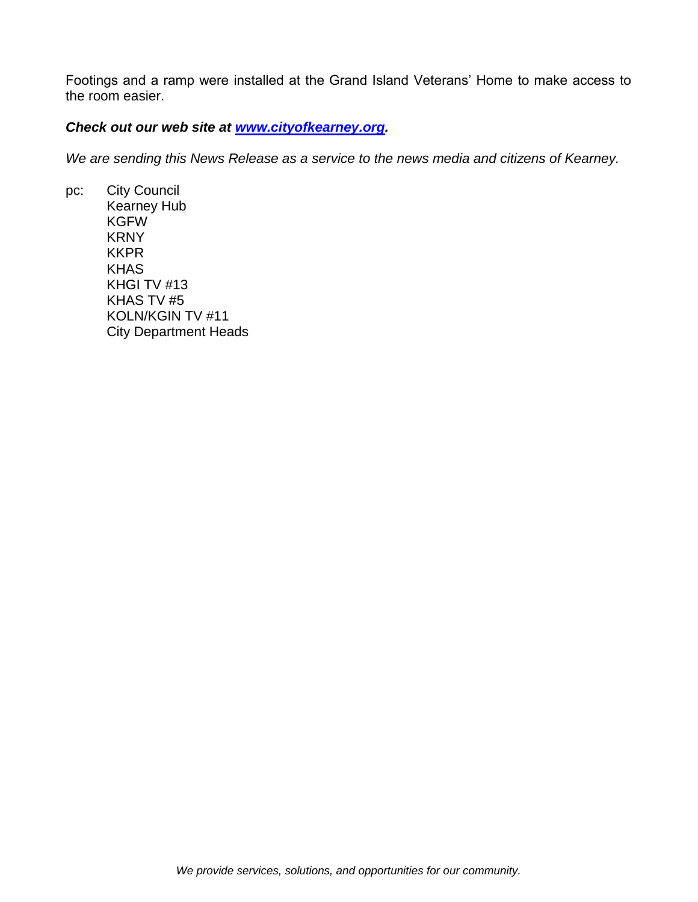Footings and a ramp were installed at the Grand Island Veterans' Home to make access to the room easier.

***Check out our web site at [www.cityofkearney.org](http://www.cityofkearney.org).***

*We are sending this News Release as a service to the news media and citizens of Kearney.*

pc: City Council
Kearney Hub
KGFW
KRNY
KKPR
KHAS
KHGI TV #13
KHAS TV #5
KOLN/KGIN TV #11
City Department Heads

*We provide services, solutions, and opportunities for our community.*